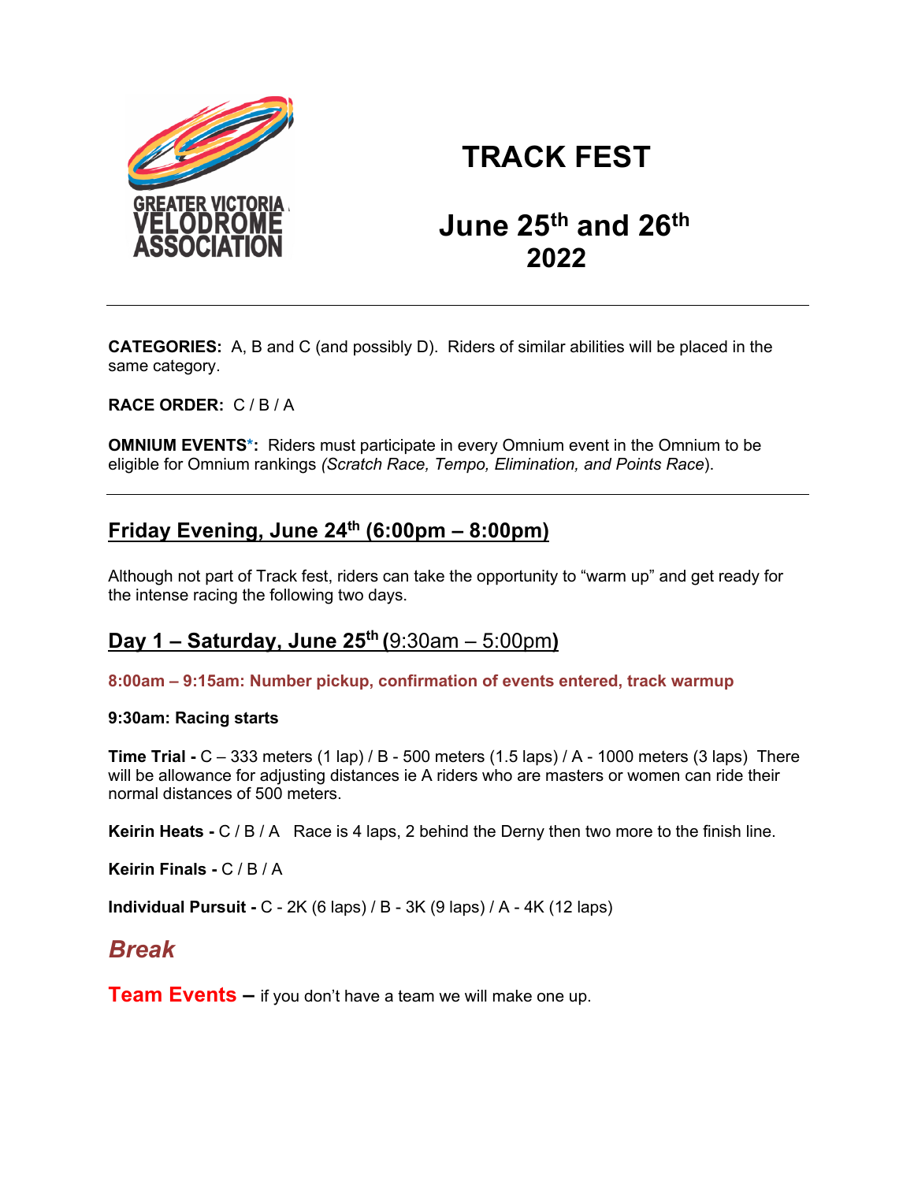GREATER VICTORIA VELODROME ASSOCIATION

# TRACK FEST

## June 25th and 26th 2022

---

**CATEGORIES:** A, B and C (and possibly D). Riders of similar abilities will be placed in the same category.

**RACE ORDER:** C / B / A

**OMNIUM EVENTS*:** Riders must participate in every Omnium event in the Omnium to be eligible for Omnium rankings *(Scratch Race, Tempo, Elimination, and Points Race*).

---

## Friday Evening, June 24th (6:00pm – 8:00pm)

Although not part of Track fest, riders can take the opportunity to "warm up" and get ready for the intense racing the following two days.

## Day 1 – Saturday, June 25th (9:30am – 5:00pm)

**8:00am – 9:15am: Number pickup, confirmation of events entered, track warmup**

**9:30am: Racing starts**

**Time Trial -** C – 333 meters (1 lap) / B - 500 meters (1.5 laps) / A - 1000 meters (3 laps) There will be allowance for adjusting distances ie A riders who are masters or women can ride their normal distances of 500 meters.

**Keirin Heats -** C / B / A Race is 4 laps, 2 behind the Derny then two more to the finish line.

**Keirin Finals -** C / B / A

**Individual Pursuit -** C - 2K (6 laps) / B - 3K (9 laps) / A - 4K (12 laps)

### *Break*

**Team Events –** if you don't have a team we will make one up.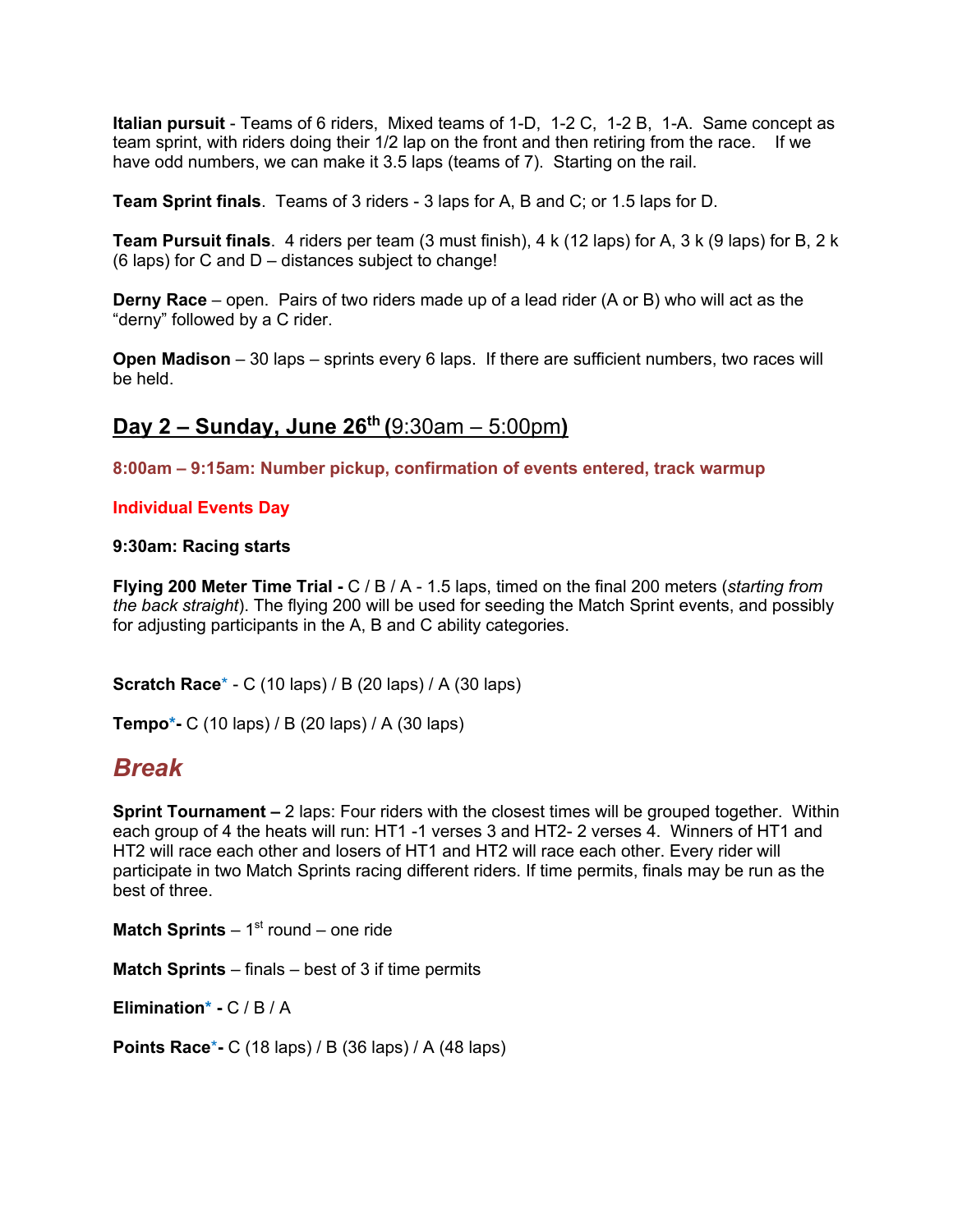**Italian pursuit** - Teams of 6 riders, Mixed teams of 1-D, 1-2 C, 1-2 B, 1-A. Same concept as team sprint, with riders doing their 1/2 lap on the front and then retiring from the race. If we have odd numbers, we can make it 3.5 laps (teams of 7). Starting on the rail.

**Team Sprint finals**. Teams of 3 riders - 3 laps for A, B and C; or 1.5 laps for D.

**Team Pursuit finals**. 4 riders per team (3 must finish), 4 k (12 laps) for A, 3 k (9 laps) for B, 2 k (6 laps) for C and D – distances subject to change!

**Derny Race** – open. Pairs of two riders made up of a lead rider (A or B) who will act as the "derny" followed by a C rider.

**Open Madison** – 30 laps – sprints every 6 laps. If there are sufficient numbers, two races will be held.

## Day 2 – Sunday, June 26th (9:30am – 5:00pm)

**8:00am – 9:15am: Number pickup, confirmation of events entered, track warmup**

**Individual Events Day**

**9:30am: Racing starts**

**Flying 200 Meter Time Trial -** C / B / A - 1.5 laps, timed on the final 200 meters (*starting from the back straight*). The flying 200 will be used for seeding the Match Sprint events, and possibly for adjusting participants in the A, B and C ability categories.

**Scratch Race*** - C (10 laps) / B (20 laps) / A (30 laps)

**Tempo*-** C (10 laps) / B (20 laps) / A (30 laps)

## *Break*

**Sprint Tournament –** 2 laps: Four riders with the closest times will be grouped together. Within each group of 4 the heats will run: HT1 -1 verses 3 and HT2- 2 verses 4. Winners of HT1 and HT2 will race each other and losers of HT1 and HT2 will race each other. Every rider will participate in two Match Sprints racing different riders. If time permits, finals may be run as the best of three.

**Match Sprints** – 1st round – one ride

**Match Sprints** – finals – best of 3 if time permits

**Elimination* -** C / B / A

**Points Race*-** C (18 laps) / B (36 laps) / A (48 laps)